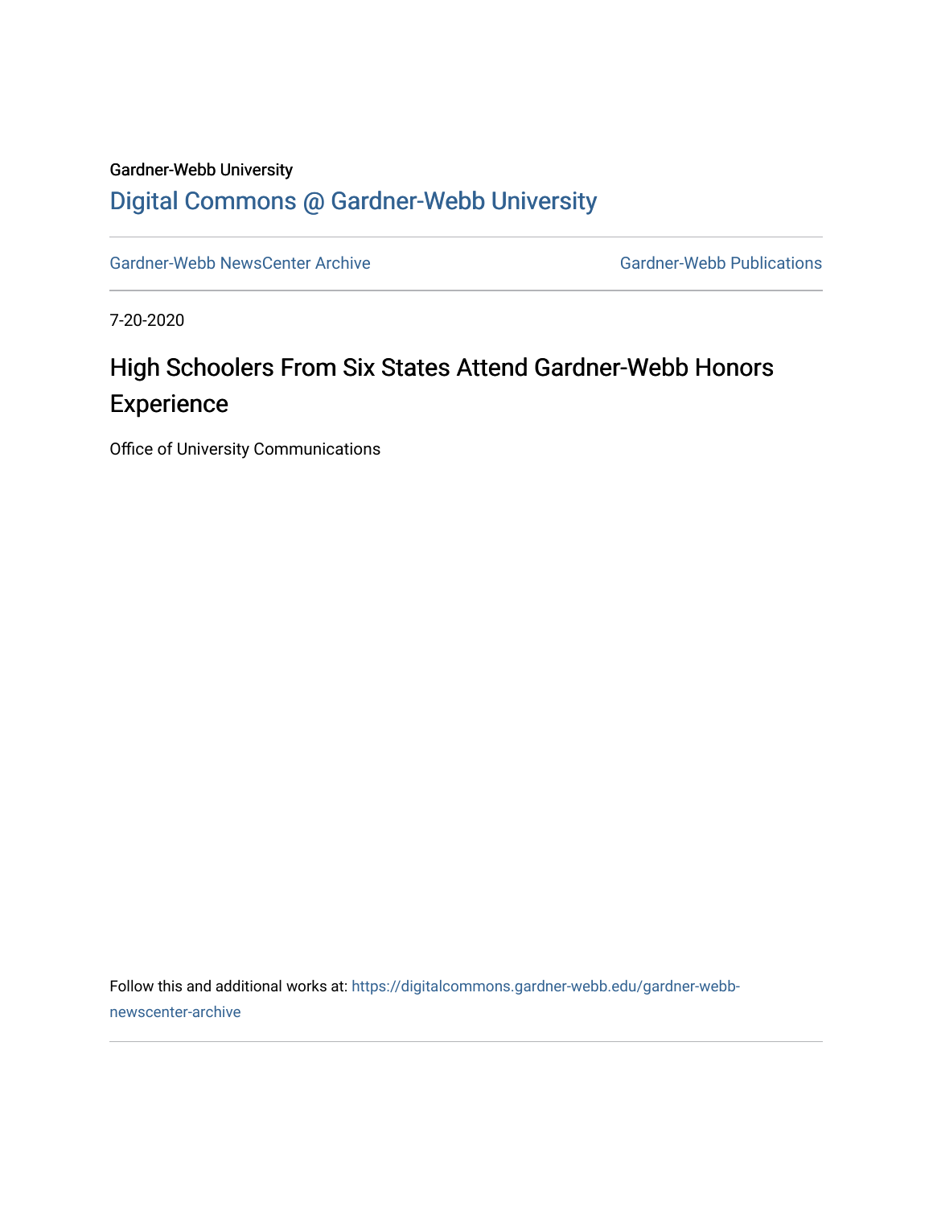Gardner-Webb University

# Digital Commons @ Gardner-Webb University

Gardner-Webb NewsCenter Archive | Gardner-Webb Publications

7-20-2020

## High Schoolers From Six States Attend Gardner-Webb Honors Experience

Office of University Communications

Follow this and additional works at: https://digitalcommons.gardner-webb.edu/gardner-webb-newscenter-archive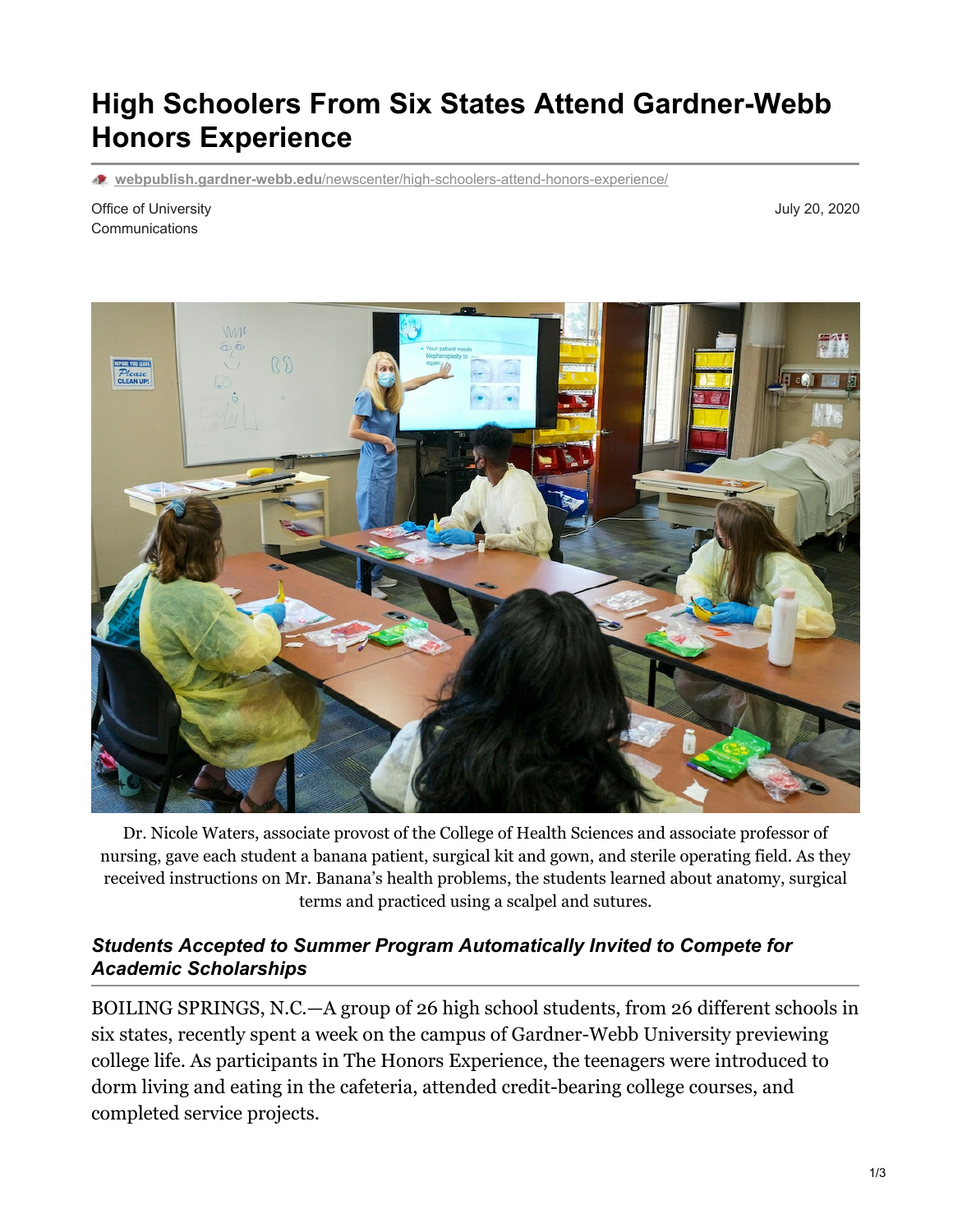# High Schoolers From Six States Attend Gardner-Webb Honors Experience

webpublish.gardner-webb.edu/newscenter/high-schoolers-attend-honors-experience/

Office of University Communications

July 20, 2020

Dr. Nicole Waters, associate provost of the College of Health Sciences and associate professor of nursing, gave each student a banana patient, surgical kit and gown, and sterile operating field. As they received instructions on Mr. Banana's health problems, the students learned about anatomy, surgical terms and practiced using a scalpel and sutures.

### *Students Accepted to Summer Program Automatically Invited to Compete for Academic Scholarships*

BOILING SPRINGS, N.C.—A group of 26 high school students, from 26 different schools in six states, recently spent a week on the campus of Gardner-Webb University previewing college life. As participants in The Honors Experience, the teenagers were introduced to dorm living and eating in the cafeteria, attended credit-bearing college courses, and completed service projects.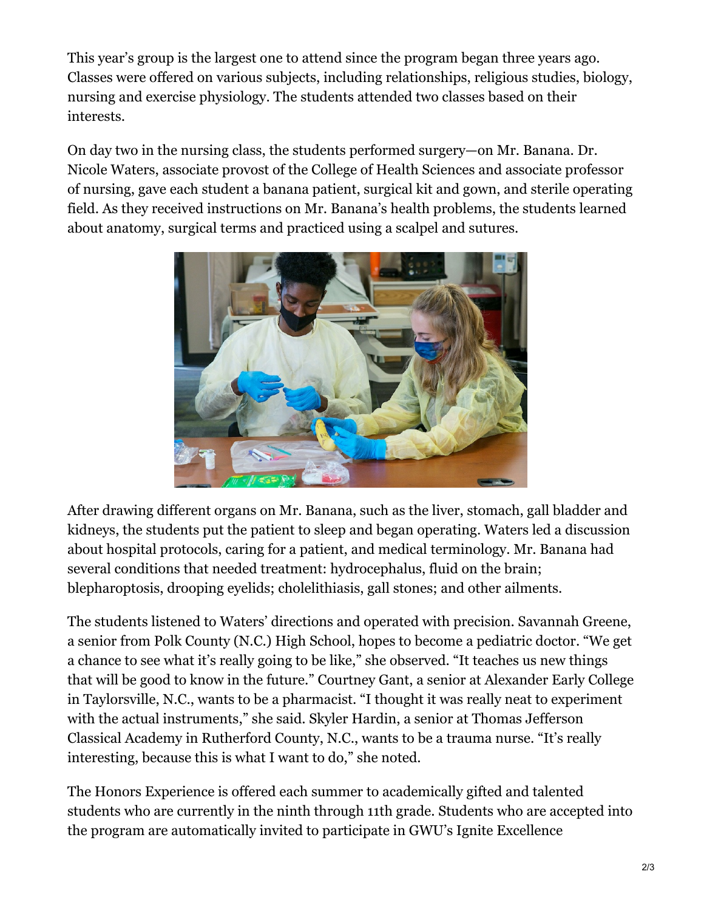This year's group is the largest one to attend since the program began three years ago. Classes were offered on various subjects, including relationships, religious studies, biology, nursing and exercise physiology. The students attended two classes based on their interests.

On day two in the nursing class, the students performed surgery—on Mr. Banana. Dr. Nicole Waters, associate provost of the College of Health Sciences and associate professor of nursing, gave each student a banana patient, surgical kit and gown, and sterile operating field. As they received instructions on Mr. Banana's health problems, the students learned about anatomy, surgical terms and practiced using a scalpel and sutures.

After drawing different organs on Mr. Banana, such as the liver, stomach, gall bladder and kidneys, the students put the patient to sleep and began operating. Waters led a discussion about hospital protocols, caring for a patient, and medical terminology. Mr. Banana had several conditions that needed treatment: hydrocephalus, fluid on the brain; blepharoptosis, drooping eyelids; cholelithiasis, gall stones; and other ailments.

The students listened to Waters' directions and operated with precision. Savannah Greene, a senior from Polk County (N.C.) High School, hopes to become a pediatric doctor. "We get a chance to see what it's really going to be like," she observed. "It teaches us new things that will be good to know in the future." Courtney Gant, a senior at Alexander Early College in Taylorsville, N.C., wants to be a pharmacist. "I thought it was really neat to experiment with the actual instruments," she said. Skyler Hardin, a senior at Thomas Jefferson Classical Academy in Rutherford County, N.C., wants to be a trauma nurse. "It's really interesting, because this is what I want to do," she noted.

The Honors Experience is offered each summer to academically gifted and talented students who are currently in the ninth through 11th grade. Students who are accepted into the program are automatically invited to participate in GWU's Ignite Excellence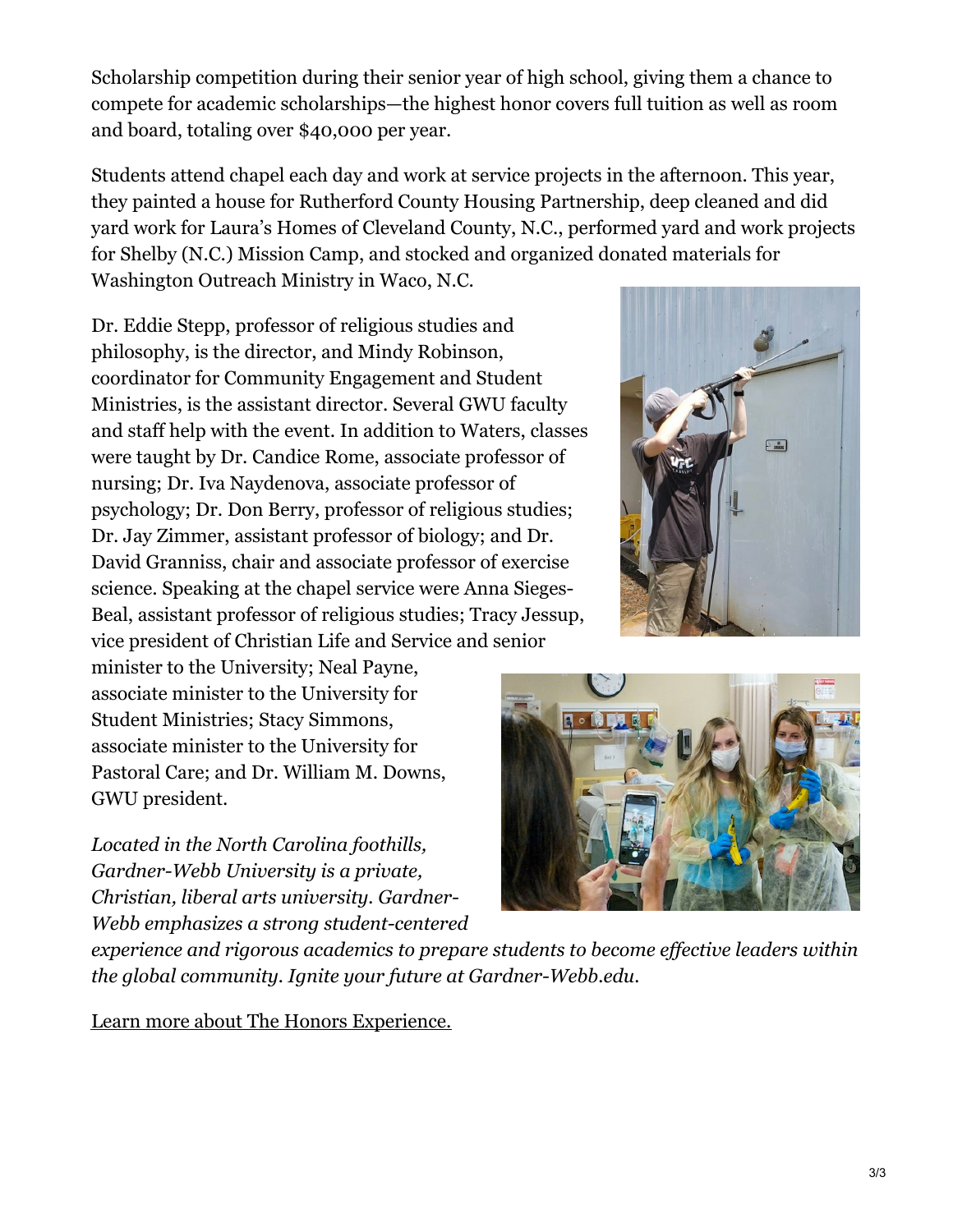Scholarship competition during their senior year of high school, giving them a chance to compete for academic scholarships—the highest honor covers full tuition as well as room and board, totaling over $40,000 per year.

Students attend chapel each day and work at service projects in the afternoon. This year, they painted a house for Rutherford County Housing Partnership, deep cleaned and did yard work for Laura's Homes of Cleveland County, N.C., performed yard and work projects for Shelby (N.C.) Mission Camp, and stocked and organized donated materials for Washington Outreach Ministry in Waco, N.C.

Dr. Eddie Stepp, professor of religious studies and philosophy, is the director, and Mindy Robinson, coordinator for Community Engagement and Student Ministries, is the assistant director. Several GWU faculty and staff help with the event. In addition to Waters, classes were taught by Dr. Candice Rome, associate professor of nursing; Dr. Iva Naydenova, associate professor of psychology; Dr. Don Berry, professor of religious studies; Dr. Jay Zimmer, assistant professor of biology; and Dr. David Granniss, chair and associate professor of exercise science. Speaking at the chapel service were Anna Sieges-Beal, assistant professor of religious studies; Tracy Jessup, vice president of Christian Life and Service and senior minister to the University; Neal Payne, associate minister to the University for Student Ministries; Stacy Simmons, associate minister to the University for Pastoral Care; and Dr. William M. Downs, GWU president.

*Located in the North Carolina foothills, Gardner-Webb University is a private, Christian, liberal arts university. Gardner-Webb emphasizes a strong student-centered experience and rigorous academics to prepare students to become effective leaders within the global community. Ignite your future at Gardner-Webb.edu.*

[Learn more about The Honors Experience.]